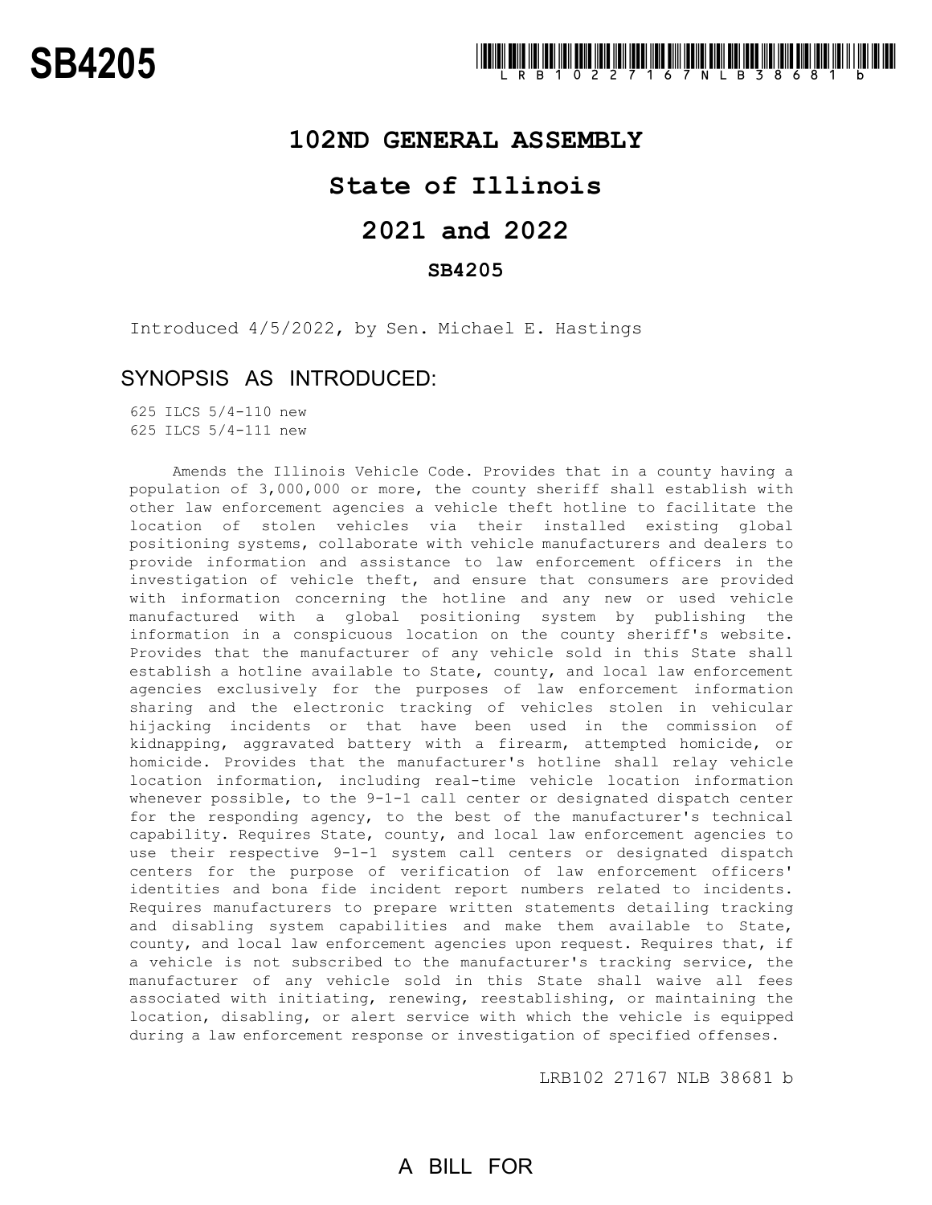# SB4205

LRB102 27167 NLB 38681 b

## 102ND GENERAL ASSEMBLY

## State of Illinois

## 2021 and 2022

### SB4205

Introduced 4/5/2022, by Sen. Michael E. Hastings

### SYNOPSIS AS INTRODUCED:

625 ILCS 5/4-110 new
625 ILCS 5/4-111 new

Amends the Illinois Vehicle Code. Provides that in a county having a population of 3,000,000 or more, the county sheriff shall establish with other law enforcement agencies a vehicle theft hotline to facilitate the location of stolen vehicles via their installed existing global positioning systems, collaborate with vehicle manufacturers and dealers to provide information and assistance to law enforcement officers in the investigation of vehicle theft, and ensure that consumers are provided with information concerning the hotline and any new or used vehicle manufactured with a global positioning system by publishing the information in a conspicuous location on the county sheriff's website. Provides that the manufacturer of any vehicle sold in this State shall establish a hotline available to State, county, and local law enforcement agencies exclusively for the purposes of law enforcement information sharing and the electronic tracking of vehicles stolen in vehicular hijacking incidents or that have been used in the commission of kidnapping, aggravated battery with a firearm, attempted homicide, or homicide. Provides that the manufacturer's hotline shall relay vehicle location information, including real-time vehicle location information whenever possible, to the 9-1-1 call center or designated dispatch center for the responding agency, to the best of the manufacturer's technical capability. Requires State, county, and local law enforcement agencies to use their respective 9-1-1 system call centers or designated dispatch centers for the purpose of verification of law enforcement officers' identities and bona fide incident report numbers related to incidents. Requires manufacturers to prepare written statements detailing tracking and disabling system capabilities and make them available to State, county, and local law enforcement agencies upon request. Requires that, if a vehicle is not subscribed to the manufacturer's tracking service, the manufacturer of any vehicle sold in this State shall waive all fees associated with initiating, renewing, reestablishing, or maintaining the location, disabling, or alert service with which the vehicle is equipped during a law enforcement response or investigation of specified offenses.

LRB102 27167 NLB 38681 b

A BILL FOR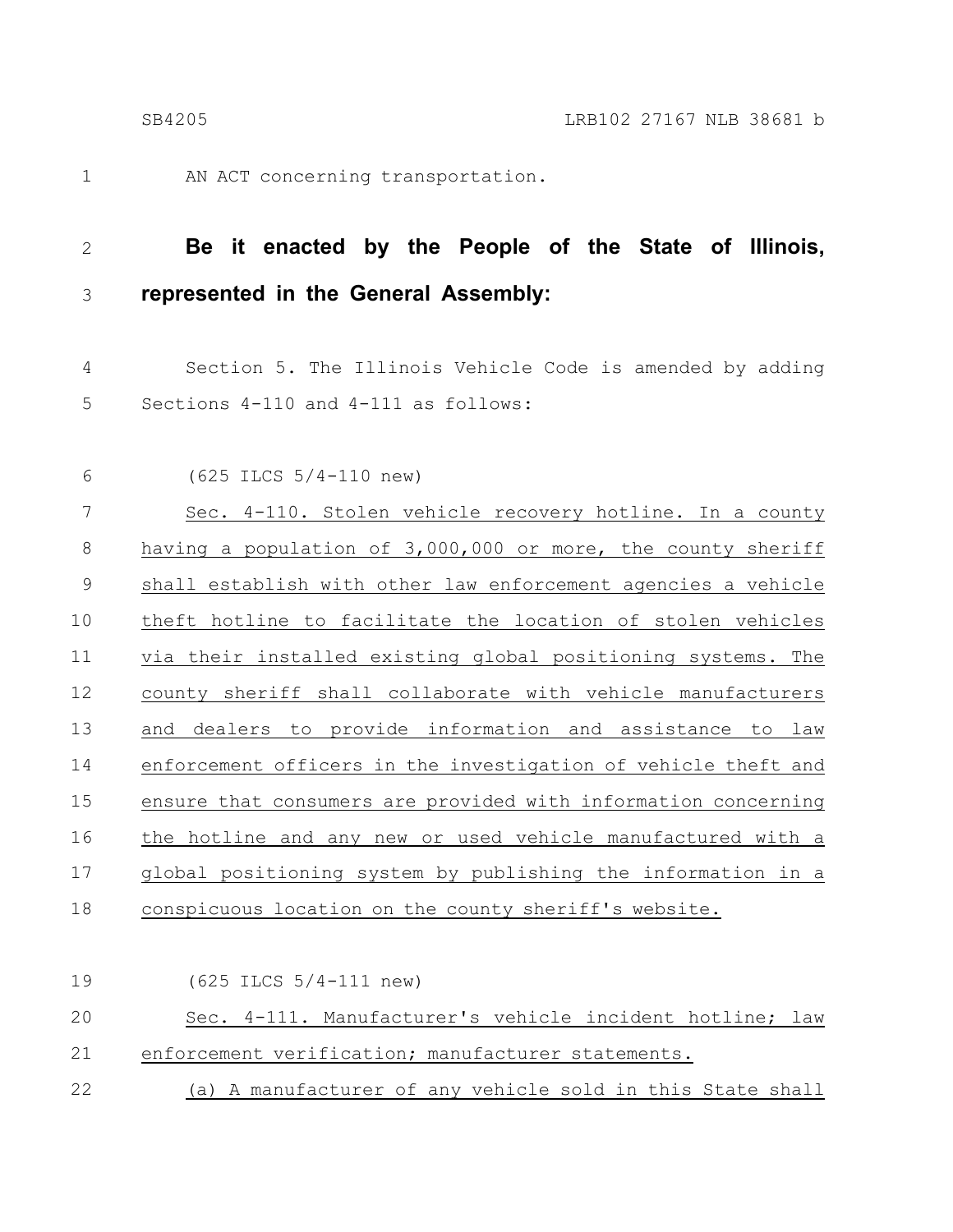AN ACT concerning transportation.

**Be it enacted by the People of the State of Illinois, represented in the General Assembly:**

Section 5. The Illinois Vehicle Code is amended by adding Sections 4-110 and 4-111 as follows:

(625 ILCS 5/4-110 new)

Sec. 4-110. Stolen vehicle recovery hotline. In a county having a population of 3,000,000 or more, the county sheriff shall establish with other law enforcement agencies a vehicle theft hotline to facilitate the location of stolen vehicles via their installed existing global positioning systems. The county sheriff shall collaborate with vehicle manufacturers and dealers to provide information and assistance to law enforcement officers in the investigation of vehicle theft and ensure that consumers are provided with information concerning the hotline and any new or used vehicle manufactured with a global positioning system by publishing the information in a conspicuous location on the county sheriff's website.

(625 ILCS 5/4-111 new)

Sec. 4-111. Manufacturer's vehicle incident hotline; law enforcement verification; manufacturer statements.

(a) A manufacturer of any vehicle sold in this State shall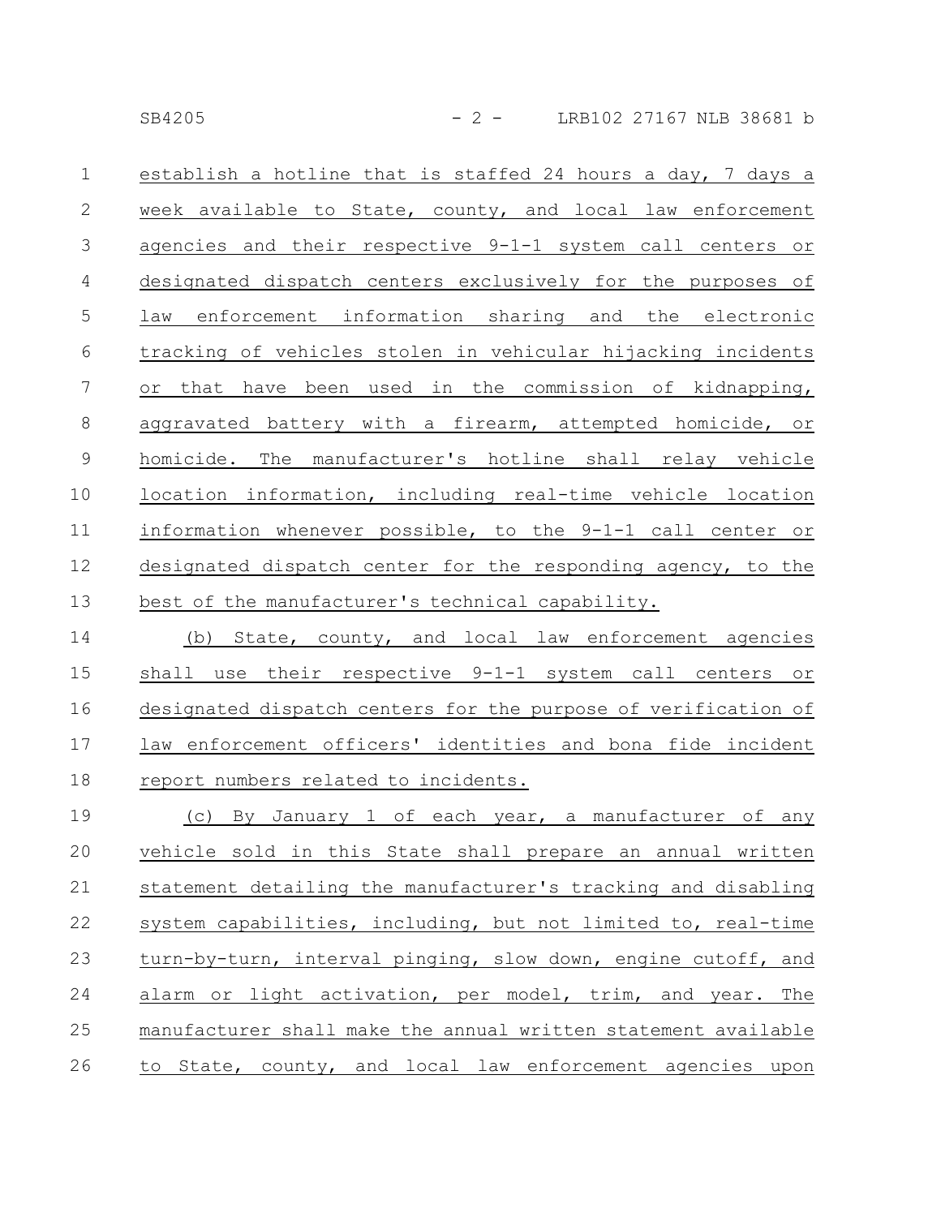establish a hotline that is staffed 24 hours a day, 7 days a week available to State, county, and local law enforcement agencies and their respective 9-1-1 system call centers or designated dispatch centers exclusively for the purposes of law enforcement information sharing and the electronic tracking of vehicles stolen in vehicular hijacking incidents or that have been used in the commission of kidnapping, aggravated battery with a firearm, attempted homicide, or homicide. The manufacturer's hotline shall relay vehicle location information, including real-time vehicle location information whenever possible, to the 9-1-1 call center or designated dispatch center for the responding agency, to the best of the manufacturer's technical capability.

(b) State, county, and local law enforcement agencies shall use their respective 9-1-1 system call centers or designated dispatch centers for the purpose of verification of law enforcement officers' identities and bona fide incident report numbers related to incidents.

(c) By January 1 of each year, a manufacturer of any vehicle sold in this State shall prepare an annual written statement detailing the manufacturer's tracking and disabling system capabilities, including, but not limited to, real-time turn-by-turn, interval pinging, slow down, engine cutoff, and alarm or light activation, per model, trim, and year. The manufacturer shall make the annual written statement available to State, county, and local law enforcement agencies upon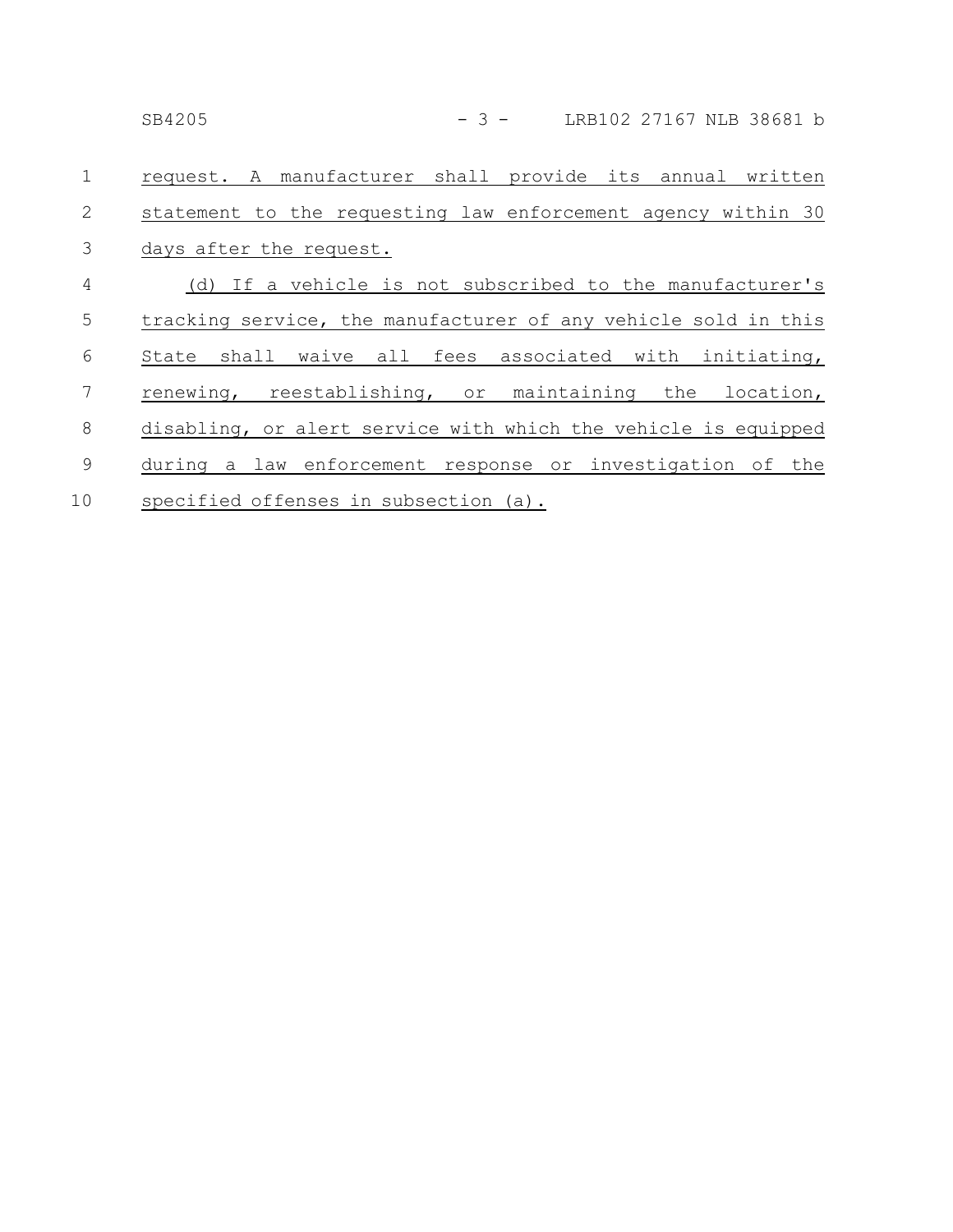request. A manufacturer shall provide its annual written statement to the requesting law enforcement agency within 30 days after the request.

(d) If a vehicle is not subscribed to the manufacturer's tracking service, the manufacturer of any vehicle sold in this State shall waive all fees associated with initiating, renewing, reestablishing, or maintaining the location, disabling, or alert service with which the vehicle is equipped during a law enforcement response or investigation of the specified offenses in subsection (a).